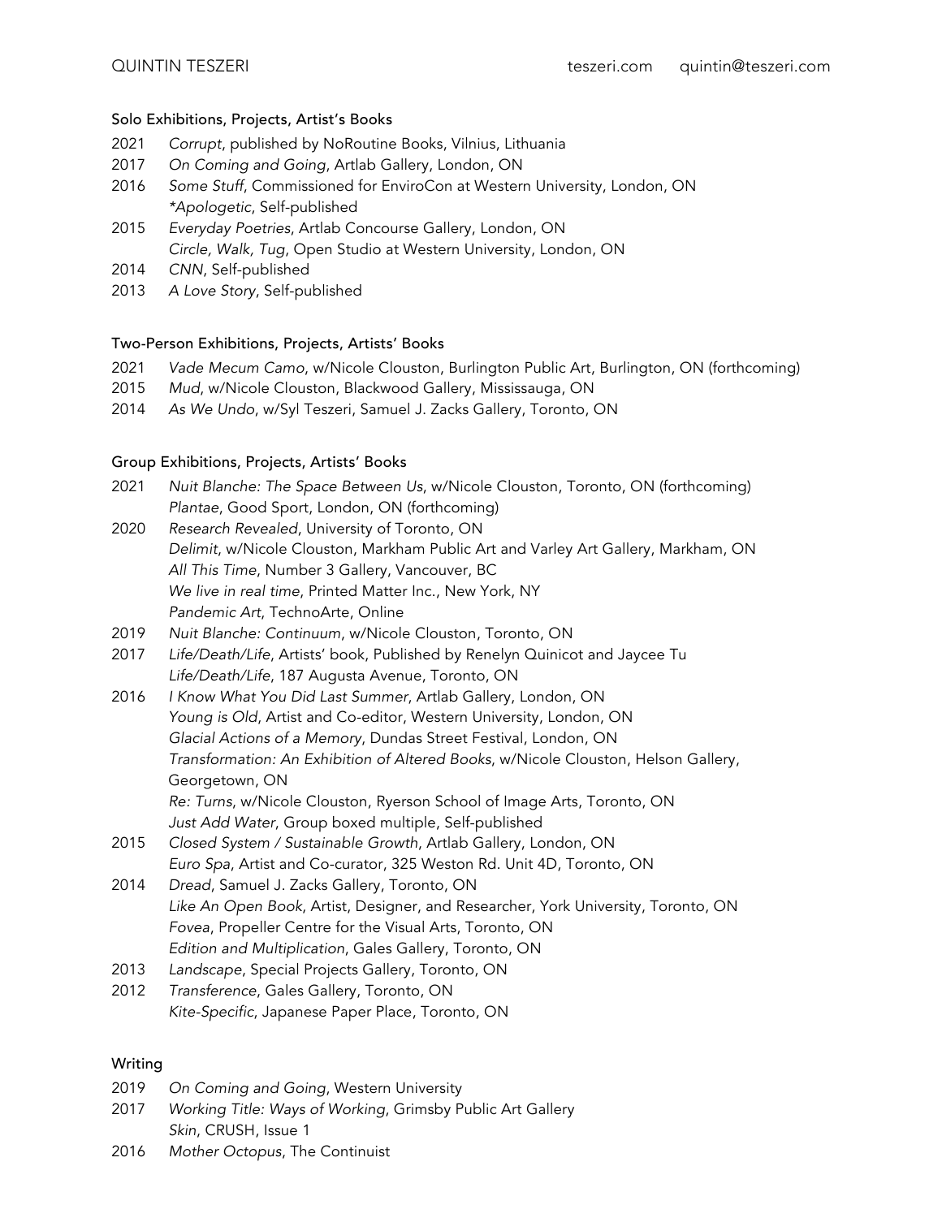QUINTIN TESZERI teszeri.com quintin@teszeri.com

## Solo Exhibitions, Projects, Artist's Books

2021 *Corrupt*, published by NoRoutine Books, Vilnius, Lithuania
2017 *On Coming and Going*, Artlab Gallery, London, ON
2016 *Some Stuff*, Commissioned for EnviroCon at Western University, London, ON
*\*Apologetic*, Self-published
2015 *Everyday Poetries*, Artlab Concourse Gallery, London, ON
*Circle, Walk, Tug*, Open Studio at Western University, London, ON
2014 *CNN*, Self-published
2013 *A Love Story*, Self-published

## Two-Person Exhibitions, Projects, Artists' Books

2021 *Vade Mecum Camo*, w/Nicole Clouston, Burlington Public Art, Burlington, ON (forthcoming)
2015 *Mud*, w/Nicole Clouston, Blackwood Gallery, Mississauga, ON
2014 *As We Undo*, w/Syl Teszeri, Samuel J. Zacks Gallery, Toronto, ON

## Group Exhibitions, Projects, Artists' Books

2021 *Nuit Blanche: The Space Between Us*, w/Nicole Clouston, Toronto, ON (forthcoming)
*Plantae*, Good Sport, London, ON (forthcoming)
2020 *Research Revealed*, University of Toronto, ON
*Delimit*, w/Nicole Clouston, Markham Public Art and Varley Art Gallery, Markham, ON
*All This Time*, Number 3 Gallery, Vancouver, BC
*We live in real time*, Printed Matter Inc., New York, NY
*Pandemic Art*, TechnoArte, Online
2019 *Nuit Blanche: Continuum*, w/Nicole Clouston, Toronto, ON
2017 *Life/Death/Life*, Artists' book, Published by Renelyn Quinicot and Jaycee Tu
*Life/Death/Life*, 187 Augusta Avenue, Toronto, ON
2016 *I Know What You Did Last Summer*, Artlab Gallery, London, ON
*Young is Old*, Artist and Co-editor, Western University, London, ON
*Glacial Actions of a Memory*, Dundas Street Festival, London, ON
*Transformation: An Exhibition of Altered Books*, w/Nicole Clouston, Helson Gallery, Georgetown, ON
*Re: Turns*, w/Nicole Clouston, Ryerson School of Image Arts, Toronto, ON
*Just Add Water*, Group boxed multiple, Self-published
2015 *Closed System / Sustainable Growth*, Artlab Gallery, London, ON
*Euro Spa*, Artist and Co-curator, 325 Weston Rd. Unit 4D, Toronto, ON
2014 *Dread*, Samuel J. Zacks Gallery, Toronto, ON
*Like An Open Book*, Artist, Designer, and Researcher, York University, Toronto, ON
*Fovea*, Propeller Centre for the Visual Arts, Toronto, ON
*Edition and Multiplication*, Gales Gallery, Toronto, ON
2013 *Landscape*, Special Projects Gallery, Toronto, ON
2012 *Transference*, Gales Gallery, Toronto, ON
*Kite-Specific*, Japanese Paper Place, Toronto, ON

## Writing

2019 *On Coming and Going*, Western University
2017 *Working Title: Ways of Working*, Grimsby Public Art Gallery
*Skin*, CRUSH, Issue 1
2016 *Mother Octopus*, The Continuist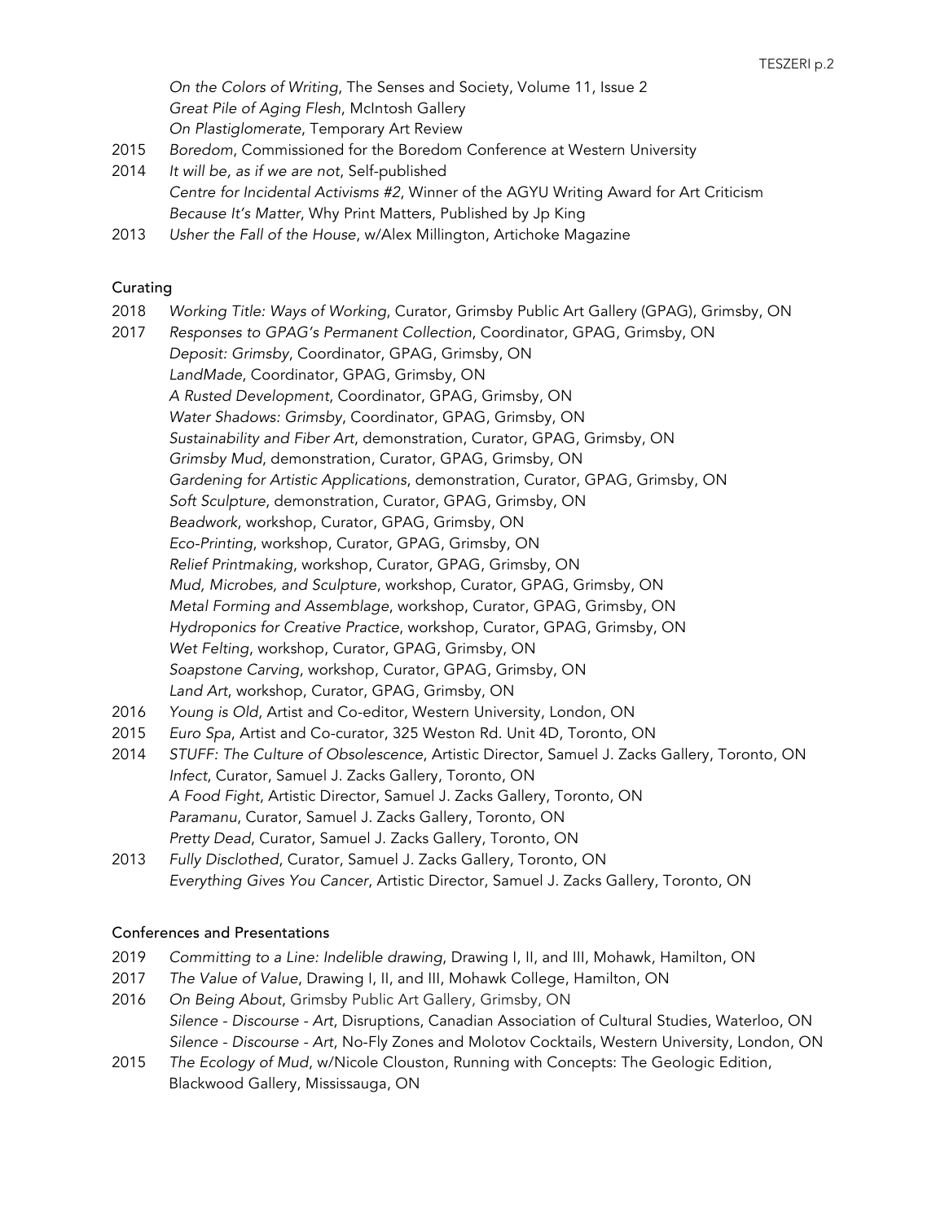*On the Colors of Writing*, The Senses and Society, Volume 11, Issue 2
*Great Pile of Aging Flesh*, McIntosh Gallery
*On Plastiglomerate*, Temporary Art Review

2015 *Boredom*, Commissioned for the Boredom Conference at Western University

2014 *It will be, as if we are not*, Self-published
*Centre for Incidental Activisms #2*, Winner of the AGYU Writing Award for Art Criticism
*Because It's Matter*, Why Print Matters, Published by Jp King

2013 *Usher the Fall of the House*, w/Alex Millington, Artichoke Magazine

## Curating

2018 *Working Title: Ways of Working*, Curator, Grimsby Public Art Gallery (GPAG), Grimsby, ON

2017 *Responses to GPAG's Permanent Collection*, Coordinator, GPAG, Grimsby, ON
*Deposit: Grimsby*, Coordinator, GPAG, Grimsby, ON
*LandMade*, Coordinator, GPAG, Grimsby, ON
*A Rusted Development*, Coordinator, GPAG, Grimsby, ON
*Water Shadows: Grimsby*, Coordinator, GPAG, Grimsby, ON
*Sustainability and Fiber Art*, demonstration, Curator, GPAG, Grimsby, ON
*Grimsby Mud*, demonstration, Curator, GPAG, Grimsby, ON
*Gardening for Artistic Applications*, demonstration, Curator, GPAG, Grimsby, ON
*Soft Sculpture*, demonstration, Curator, GPAG, Grimsby, ON
*Beadwork*, workshop, Curator, GPAG, Grimsby, ON
*Eco-Printing*, workshop, Curator, GPAG, Grimsby, ON
*Relief Printmaking*, workshop, Curator, GPAG, Grimsby, ON
*Mud, Microbes, and Sculpture*, workshop, Curator, GPAG, Grimsby, ON
*Metal Forming and Assemblage*, workshop, Curator, GPAG, Grimsby, ON
*Hydroponics for Creative Practice*, workshop, Curator, GPAG, Grimsby, ON
*Wet Felting*, workshop, Curator, GPAG, Grimsby, ON
*Soapstone Carving*, workshop, Curator, GPAG, Grimsby, ON
*Land Art*, workshop, Curator, GPAG, Grimsby, ON

2016 *Young is Old*, Artist and Co-editor, Western University, London, ON

2015 *Euro Spa*, Artist and Co-curator, 325 Weston Rd. Unit 4D, Toronto, ON

2014 *STUFF: The Culture of Obsolescence*, Artistic Director, Samuel J. Zacks Gallery, Toronto, ON
*Infect*, Curator, Samuel J. Zacks Gallery, Toronto, ON
*A Food Fight*, Artistic Director, Samuel J. Zacks Gallery, Toronto, ON
*Paramanu*, Curator, Samuel J. Zacks Gallery, Toronto, ON
*Pretty Dead*, Curator, Samuel J. Zacks Gallery, Toronto, ON

2013 *Fully Disclothed*, Curator, Samuel J. Zacks Gallery, Toronto, ON
*Everything Gives You Cancer*, Artistic Director, Samuel J. Zacks Gallery, Toronto, ON

## Conferences and Presentations

2019 *Committing to a Line: Indelible drawing*, Drawing I, II, and III, Mohawk, Hamilton, ON

2017 *The Value of Value*, Drawing I, II, and III, Mohawk College, Hamilton, ON

2016 *On Being About*, Grimsby Public Art Gallery, Grimsby, ON
*Silence - Discourse - Art*, Disruptions, Canadian Association of Cultural Studies, Waterloo, ON
*Silence - Discourse - Art*, No-Fly Zones and Molotov Cocktails, Western University, London, ON

2015 *The Ecology of Mud*, w/Nicole Clouston, Running with Concepts: The Geologic Edition, Blackwood Gallery, Mississauga, ON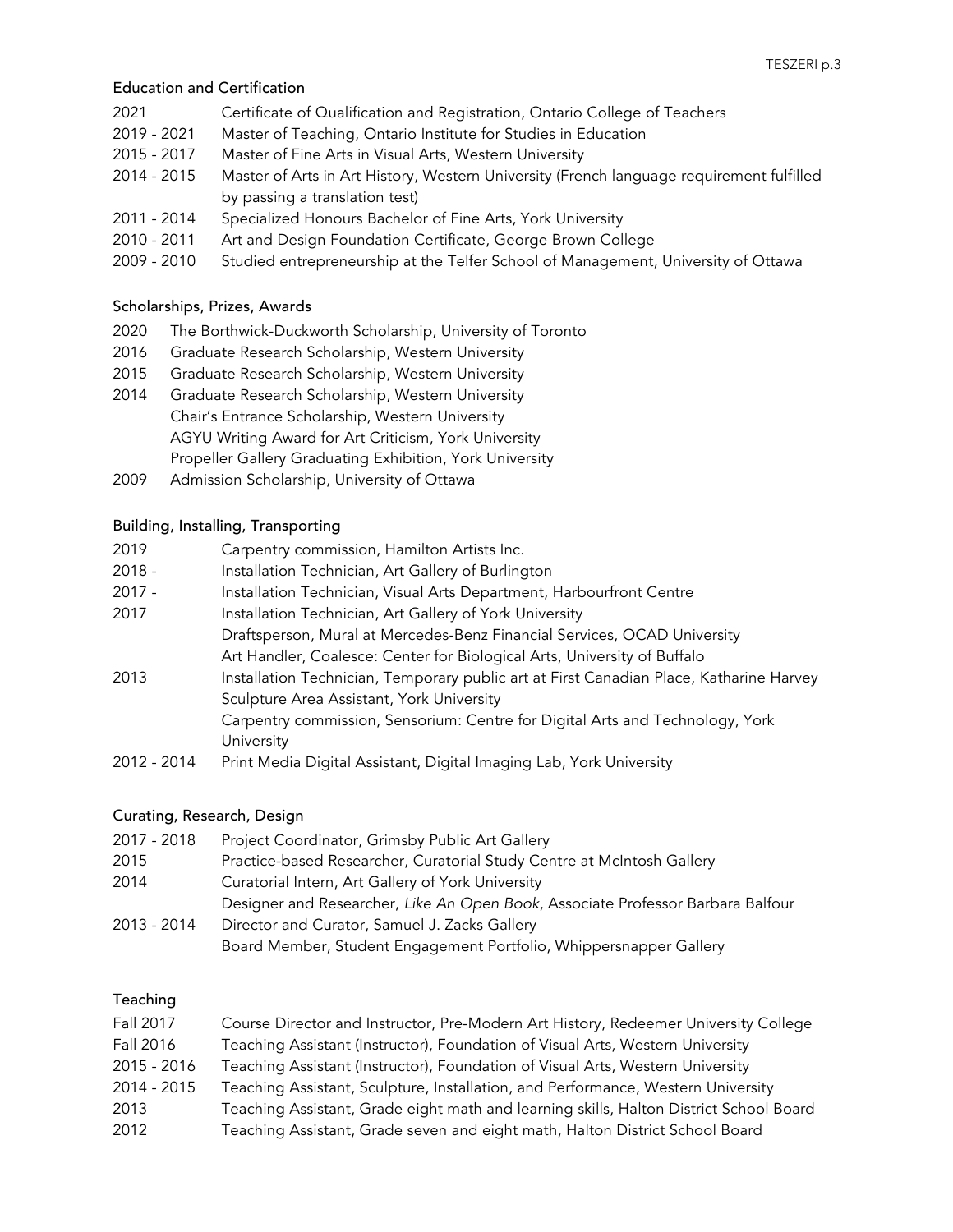## Education and Certification

| | |
|---|---|
| 2021 | Certificate of Qualification and Registration, Ontario College of Teachers |
| 2019 - 2021 | Master of Teaching, Ontario Institute for Studies in Education |
| 2015 - 2017 | Master of Fine Arts in Visual Arts, Western University |
| 2014 - 2015 | Master of Arts in Art History, Western University (French language requirement fulfilled by passing a translation test) |
| 2011 - 2014 | Specialized Honours Bachelor of Fine Arts, York University |
| 2010 - 2011 | Art and Design Foundation Certificate, George Brown College |
| 2009 - 2010 | Studied entrepreneurship at the Telfer School of Management, University of Ottawa |

## Scholarships, Prizes, Awards

| | |
|---|---|
| 2020 | The Borthwick-Duckworth Scholarship, University of Toronto |
| 2016 | Graduate Research Scholarship, Western University |
| 2015 | Graduate Research Scholarship, Western University |
| 2014 | Graduate Research Scholarship, Western University |
| | Chair's Entrance Scholarship, Western University |
| | AGYU Writing Award for Art Criticism, York University |
| | Propeller Gallery Graduating Exhibition, York University |
| 2009 | Admission Scholarship, University of Ottawa |

## Building, Installing, Transporting

| | |
|---|---|
| 2019 | Carpentry commission, Hamilton Artists Inc. |
| 2018 - | Installation Technician, Art Gallery of Burlington |
| 2017 - | Installation Technician, Visual Arts Department, Harbourfront Centre |
| 2017 | Installation Technician, Art Gallery of York University |
| | Draftsperson, Mural at Mercedes-Benz Financial Services, OCAD University |
| | Art Handler, Coalesce: Center for Biological Arts, University of Buffalo |
| 2013 | Installation Technician, Temporary public art at First Canadian Place, Katharine Harvey |
| | Sculpture Area Assistant, York University |
| | Carpentry commission, Sensorium: Centre for Digital Arts and Technology, York University |
| 2012 - 2014 | Print Media Digital Assistant, Digital Imaging Lab, York University |

## Curating, Research, Design

| | |
|---|---|
| 2017 - 2018 | Project Coordinator, Grimsby Public Art Gallery |
| 2015 | Practice-based Researcher, Curatorial Study Centre at McIntosh Gallery |
| 2014 | Curatorial Intern, Art Gallery of York University |
| | Designer and Researcher, *Like An Open Book*, Associate Professor Barbara Balfour |
| 2013 - 2014 | Director and Curator, Samuel J. Zacks Gallery |
| | Board Member, Student Engagement Portfolio, Whippersnapper Gallery |

## Teaching

| | |
|---|---|
| Fall 2017 | Course Director and Instructor, Pre-Modern Art History, Redeemer University College |
| Fall 2016 | Teaching Assistant (Instructor), Foundation of Visual Arts, Western University |
| 2015 - 2016 | Teaching Assistant (Instructor), Foundation of Visual Arts, Western University |
| 2014 - 2015 | Teaching Assistant, Sculpture, Installation, and Performance, Western University |
| 2013 | Teaching Assistant, Grade eight math and learning skills, Halton District School Board |
| 2012 | Teaching Assistant, Grade seven and eight math, Halton District School Board |